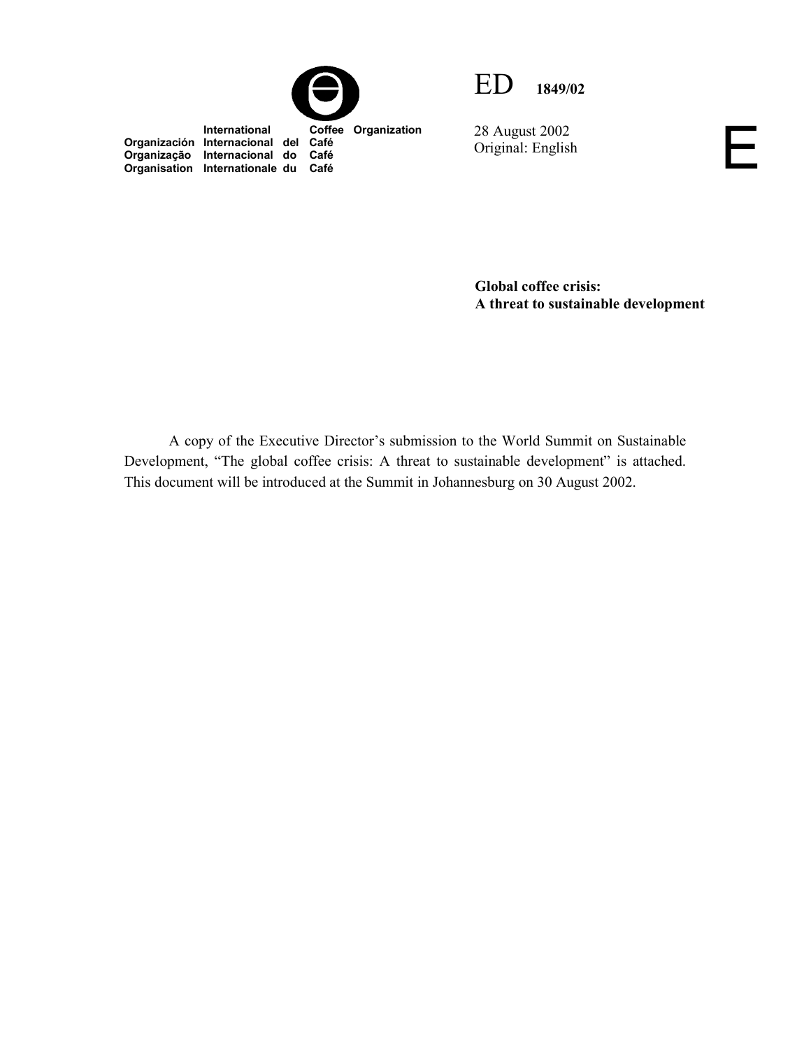International Coffee Organization
Organización Internacional del Café
Organização Internacional do Café
Organisation Internationale du Café

ED 1849/02

28 August 2002
Original: English

E

**Global coffee crisis:**
**A threat to sustainable development**

A copy of the Executive Director's submission to the World Summit on Sustainable Development, "The global coffee crisis: A threat to sustainable development" is attached. This document will be introduced at the Summit in Johannesburg on 30 August 2002.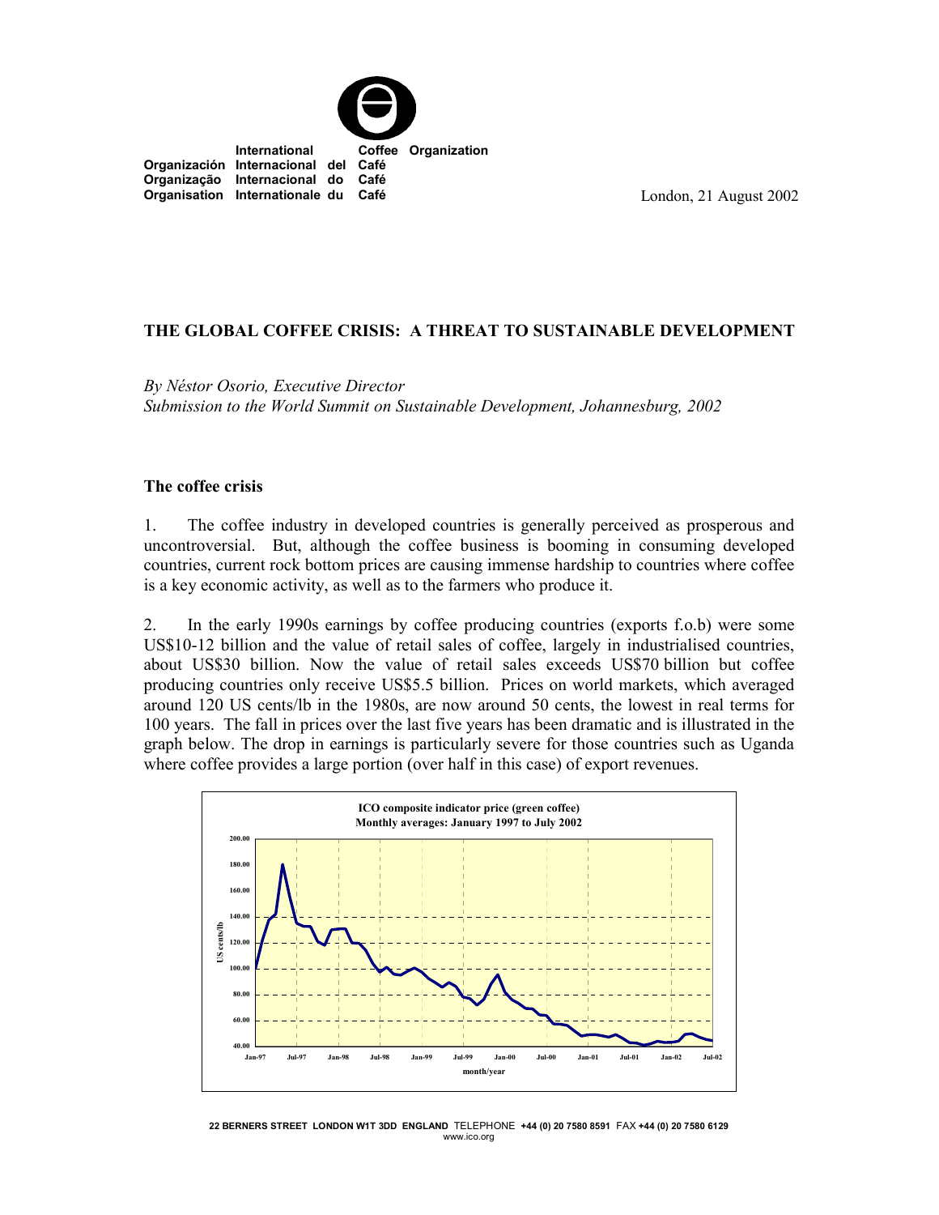International Coffee Organization
Organización Internacional del Café
Organização Internacional do Café
Organisation Internationale du Café

London, 21 August 2002

## THE GLOBAL COFFEE CRISIS: A THREAT TO SUSTAINABLE DEVELOPMENT

*By Néstor Osorio, Executive Director*
*Submission to the World Summit on Sustainable Development, Johannesburg, 2002*

### The coffee crisis

1. The coffee industry in developed countries is generally perceived as prosperous and uncontroversial. But, although the coffee business is booming in consuming developed countries, current rock bottom prices are causing immense hardship to countries where coffee is a key economic activity, as well as to the farmers who produce it.

2. In the early 1990s earnings by coffee producing countries (exports f.o.b) were some US$10-12 billion and the value of retail sales of coffee, largely in industrialised countries, about US$30 billion. Now the value of retail sales exceeds US$70 billion but coffee producing countries only receive US$5.5 billion. Prices on world markets, which averaged around 120 US cents/lb in the 1980s, are now around 50 cents, the lowest in real terms for 100 years. The fall in prices over the last five years has been dramatic and is illustrated in the graph below. The drop in earnings is particularly severe for those countries such as Uganda where coffee provides a large portion (over half in this case) of export revenues.

**ICO composite indicator price (green coffee)**
**Monthly averages: January 1997 to July 2002**

22 BERNERS STREET LONDON W1T 3DD ENGLAND TELEPHONE +44 (0) 20 7580 8591 FAX +44 (0) 20 7580 6129
www.ico.org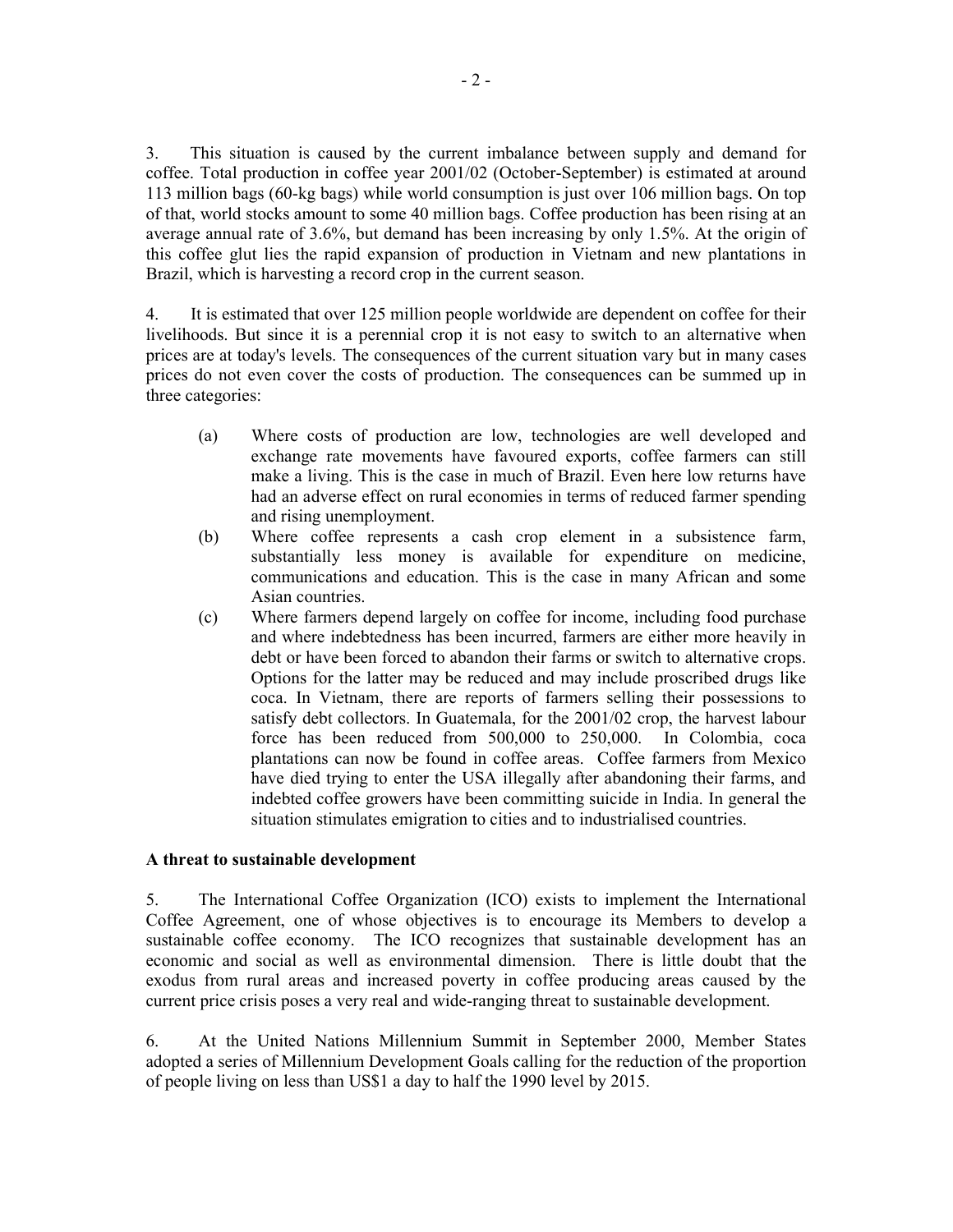3. This situation is caused by the current imbalance between supply and demand for coffee. Total production in coffee year 2001/02 (October-September) is estimated at around 113 million bags (60-kg bags) while world consumption is just over 106 million bags. On top of that, world stocks amount to some 40 million bags. Coffee production has been rising at an average annual rate of 3.6%, but demand has been increasing by only 1.5%. At the origin of this coffee glut lies the rapid expansion of production in Vietnam and new plantations in Brazil, which is harvesting a record crop in the current season.

4. It is estimated that over 125 million people worldwide are dependent on coffee for their livelihoods. But since it is a perennial crop it is not easy to switch to an alternative when prices are at today's levels. The consequences of the current situation vary but in many cases prices do not even cover the costs of production. The consequences can be summed up in three categories:

(a) Where costs of production are low, technologies are well developed and exchange rate movements have favoured exports, coffee farmers can still make a living. This is the case in much of Brazil. Even here low returns have had an adverse effect on rural economies in terms of reduced farmer spending and rising unemployment.

(b) Where coffee represents a cash crop element in a subsistence farm, substantially less money is available for expenditure on medicine, communications and education. This is the case in many African and some Asian countries.

(c) Where farmers depend largely on coffee for income, including food purchase and where indebtedness has been incurred, farmers are either more heavily in debt or have been forced to abandon their farms or switch to alternative crops. Options for the latter may be reduced and may include proscribed drugs like coca. In Vietnam, there are reports of farmers selling their possessions to satisfy debt collectors. In Guatemala, for the 2001/02 crop, the harvest labour force has been reduced from 500,000 to 250,000. In Colombia, coca plantations can now be found in coffee areas. Coffee farmers from Mexico have died trying to enter the USA illegally after abandoning their farms, and indebted coffee growers have been committing suicide in India. In general the situation stimulates emigration to cities and to industrialised countries.

**A threat to sustainable development**

5. The International Coffee Organization (ICO) exists to implement the International Coffee Agreement, one of whose objectives is to encourage its Members to develop a sustainable coffee economy. The ICO recognizes that sustainable development has an economic and social as well as environmental dimension. There is little doubt that the exodus from rural areas and increased poverty in coffee producing areas caused by the current price crisis poses a very real and wide-ranging threat to sustainable development.

6. At the United Nations Millennium Summit in September 2000, Member States adopted a series of Millennium Development Goals calling for the reduction of the proportion of people living on less than US$1 a day to half the 1990 level by 2015.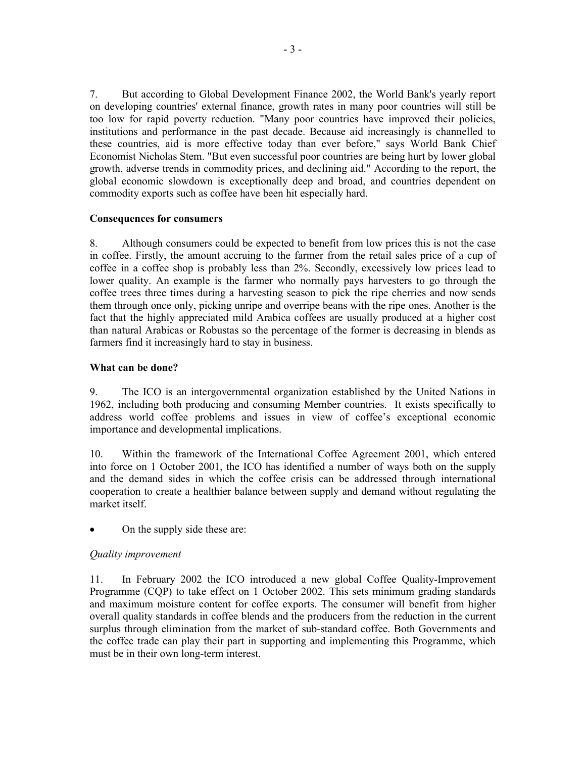7. But according to Global Development Finance 2002, the World Bank's yearly report on developing countries' external finance, growth rates in many poor countries will still be too low for rapid poverty reduction. "Many poor countries have improved their policies, institutions and performance in the past decade. Because aid increasingly is channelled to these countries, aid is more effective today than ever before," says World Bank Chief Economist Nicholas Stem. "But even successful poor countries are being hurt by lower global growth, adverse trends in commodity prices, and declining aid." According to the report, the global economic slowdown is exceptionally deep and broad, and countries dependent on commodity exports such as coffee have been hit especially hard.

**Consequences for consumers**

8. Although consumers could be expected to benefit from low prices this is not the case in coffee. Firstly, the amount accruing to the farmer from the retail sales price of a cup of coffee in a coffee shop is probably less than 2%. Secondly, excessively low prices lead to lower quality. An example is the farmer who normally pays harvesters to go through the coffee trees three times during a harvesting season to pick the ripe cherries and now sends them through once only, picking unripe and overripe beans with the ripe ones. Another is the fact that the highly appreciated mild Arabica coffees are usually produced at a higher cost than natural Arabicas or Robustas so the percentage of the former is decreasing in blends as farmers find it increasingly hard to stay in business.

**What can be done?**

9. The ICO is an intergovernmental organization established by the United Nations in 1962, including both producing and consuming Member countries. It exists specifically to address world coffee problems and issues in view of coffee's exceptional economic importance and developmental implications.

10. Within the framework of the International Coffee Agreement 2001, which entered into force on 1 October 2001, the ICO has identified a number of ways both on the supply and the demand sides in which the coffee crisis can be addressed through international cooperation to create a healthier balance between supply and demand without regulating the market itself.

- On the supply side these are:

*Quality improvement*

11. In February 2002 the ICO introduced a new global Coffee Quality-Improvement Programme (CQP) to take effect on 1 October 2002. This sets minimum grading standards and maximum moisture content for coffee exports. The consumer will benefit from higher overall quality standards in coffee blends and the producers from the reduction in the current surplus through elimination from the market of sub-standard coffee. Both Governments and the coffee trade can play their part in supporting and implementing this Programme, which must be in their own long-term interest.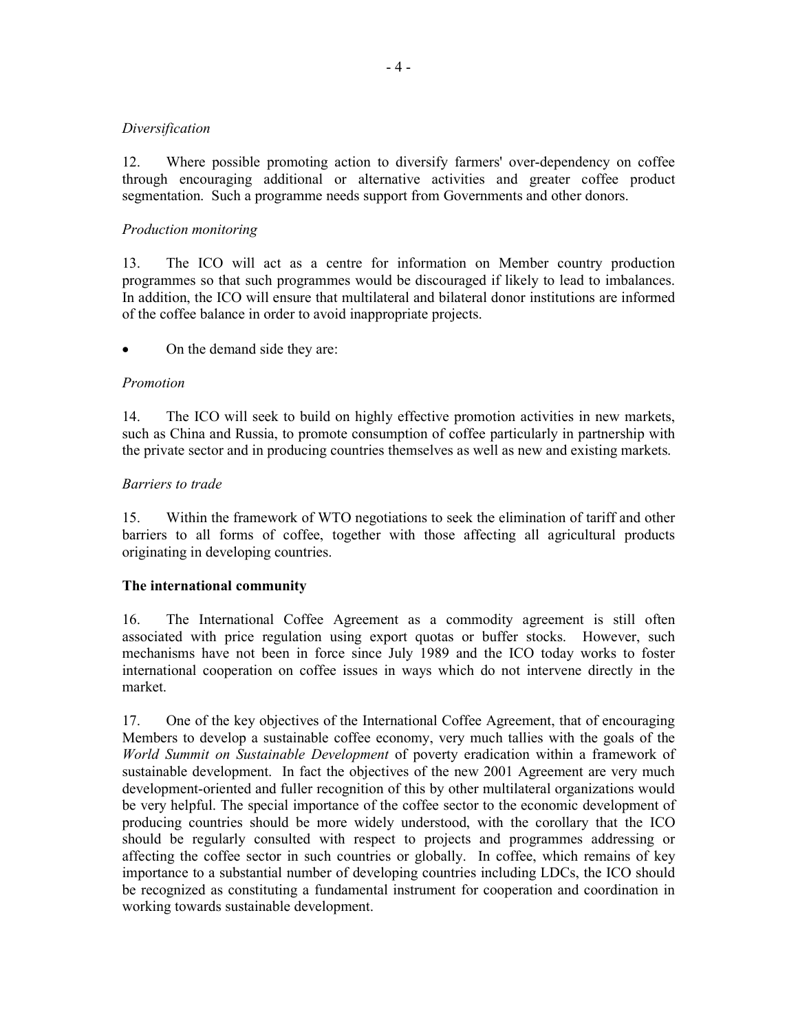*Diversification*

12. Where possible promoting action to diversify farmers' over-dependency on coffee through encouraging additional or alternative activities and greater coffee product segmentation. Such a programme needs support from Governments and other donors.

*Production monitoring*

13. The ICO will act as a centre for information on Member country production programmes so that such programmes would be discouraged if likely to lead to imbalances. In addition, the ICO will ensure that multilateral and bilateral donor institutions are informed of the coffee balance in order to avoid inappropriate projects.

- On the demand side they are:

*Promotion*

14. The ICO will seek to build on highly effective promotion activities in new markets, such as China and Russia, to promote consumption of coffee particularly in partnership with the private sector and in producing countries themselves as well as new and existing markets.

*Barriers to trade*

15. Within the framework of WTO negotiations to seek the elimination of tariff and other barriers to all forms of coffee, together with those affecting all agricultural products originating in developing countries.

**The international community**

16. The International Coffee Agreement as a commodity agreement is still often associated with price regulation using export quotas or buffer stocks. However, such mechanisms have not been in force since July 1989 and the ICO today works to foster international cooperation on coffee issues in ways which do not intervene directly in the market.

17. One of the key objectives of the International Coffee Agreement, that of encouraging Members to develop a sustainable coffee economy, very much tallies with the goals of the *World Summit on Sustainable Development* of poverty eradication within a framework of sustainable development. In fact the objectives of the new 2001 Agreement are very much development-oriented and fuller recognition of this by other multilateral organizations would be very helpful. The special importance of the coffee sector to the economic development of producing countries should be more widely understood, with the corollary that the ICO should be regularly consulted with respect to projects and programmes addressing or affecting the coffee sector in such countries or globally. In coffee, which remains of key importance to a substantial number of developing countries including LDCs, the ICO should be recognized as constituting a fundamental instrument for cooperation and coordination in working towards sustainable development.